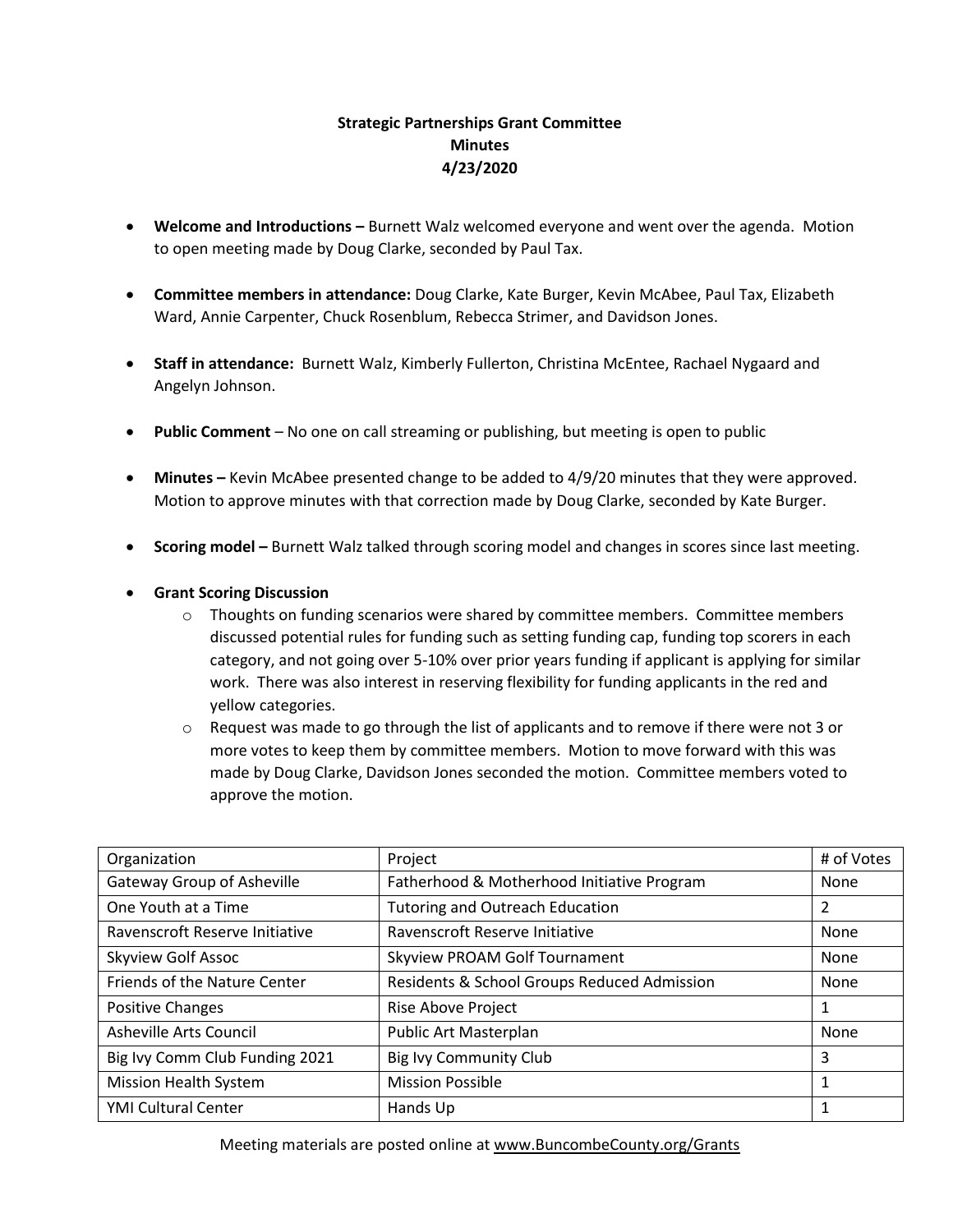**Strategic Partnerships Grant Committee**
**Minutes**
**4/23/2020**

- **Welcome and Introductions –** Burnett Walz welcomed everyone and went over the agenda. Motion to open meeting made by Doug Clarke, seconded by Paul Tax.
- **Committee members in attendance:** Doug Clarke, Kate Burger, Kevin McAbee, Paul Tax, Elizabeth Ward, Annie Carpenter, Chuck Rosenblum, Rebecca Strimer, and Davidson Jones.
- **Staff in attendance:** Burnett Walz, Kimberly Fullerton, Christina McEntee, Rachael Nygaard and Angelyn Johnson.
- **Public Comment** – No one on call streaming or publishing, but meeting is open to public
- **Minutes –** Kevin McAbee presented change to be added to 4/9/20 minutes that they were approved. Motion to approve minutes with that correction made by Doug Clarke, seconded by Kate Burger.
- **Scoring model –** Burnett Walz talked through scoring model and changes in scores since last meeting.
- **Grant Scoring Discussion**
  - Thoughts on funding scenarios were shared by committee members. Committee members discussed potential rules for funding such as setting funding cap, funding top scorers in each category, and not going over 5-10% over prior years funding if applicant is applying for similar work. There was also interest in reserving flexibility for funding applicants in the red and yellow categories.
  - Request was made to go through the list of applicants and to remove if there were not 3 or more votes to keep them by committee members. Motion to move forward with this was made by Doug Clarke, Davidson Jones seconded the motion. Committee members voted to approve the motion.

| Organization | Project | # of Votes |
|---|---|---|
| Gateway Group of Asheville | Fatherhood & Motherhood Initiative Program | None |
| One Youth at a Time | Tutoring and Outreach Education | 2 |
| Ravenscroft Reserve Initiative | Ravenscroft Reserve Initiative | None |
| Skyview Golf Assoc | Skyview PROAM Golf Tournament | None |
| Friends of the Nature Center | Residents & School Groups Reduced Admission | None |
| Positive Changes | Rise Above Project | 1 |
| Asheville Arts Council | Public Art Masterplan | None |
| Big Ivy Comm Club Funding 2021 | Big Ivy Community Club | 3 |
| Mission Health System | Mission Possible | 1 |
| YMI Cultural Center | Hands Up | 1 |

Meeting materials are posted online at www.BuncombeCounty.org/Grants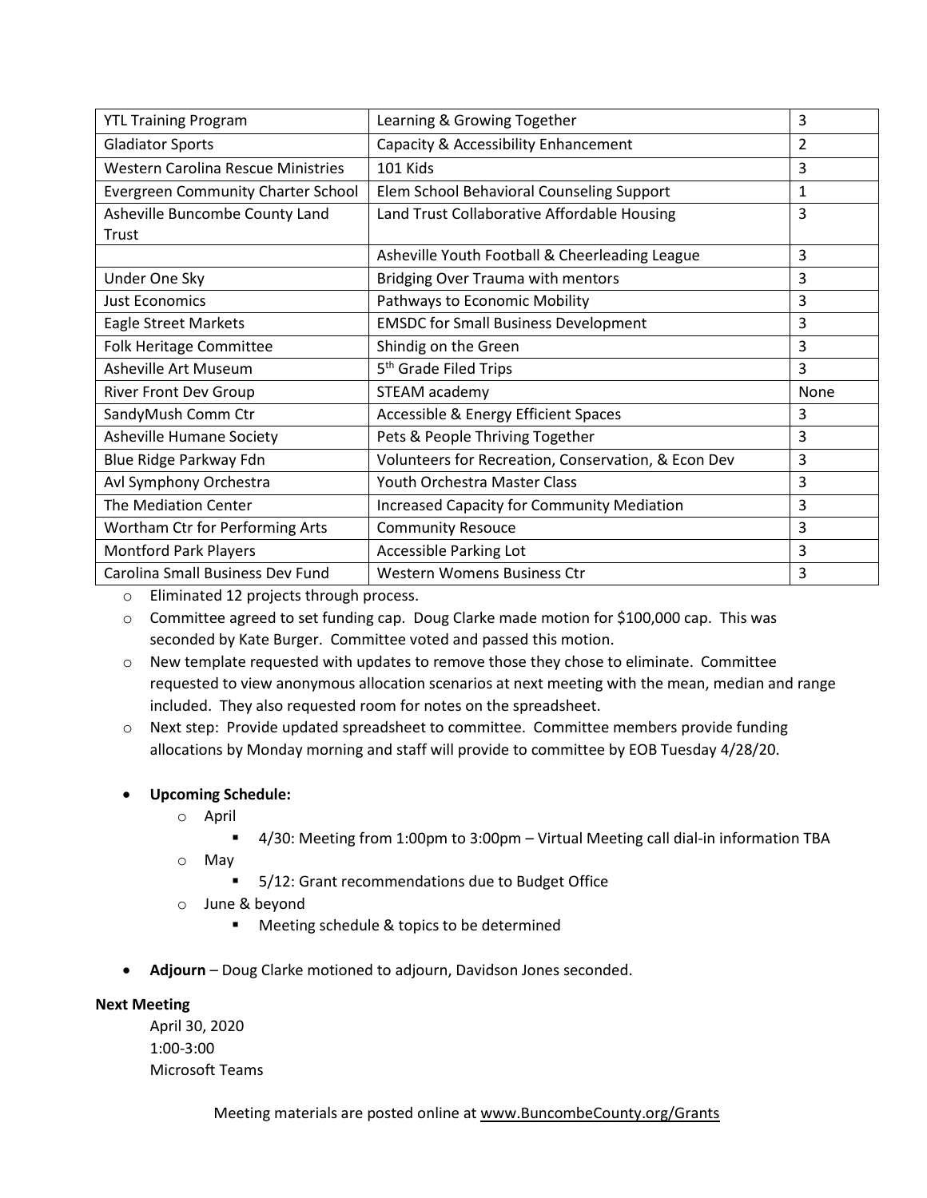| | | |
|---|---|---|
| YTL Training Program | Learning & Growing Together | 3 |
| Gladiator Sports | Capacity & Accessibility Enhancement | 2 |
| Western Carolina Rescue Ministries | 101 Kids | 3 |
| Evergreen Community Charter School | Elem School Behavioral Counseling Support | 1 |
| Asheville Buncombe County Land Trust | Land Trust Collaborative Affordable Housing | 3 |
| | Asheville Youth Football & Cheerleading League | 3 |
| Under One Sky | Bridging Over Trauma with mentors | 3 |
| Just Economics | Pathways to Economic Mobility | 3 |
| Eagle Street Markets | EMSDC for Small Business Development | 3 |
| Folk Heritage Committee | Shindig on the Green | 3 |
| Asheville Art Museum | 5th Grade Filed Trips | 3 |
| River Front Dev Group | STEAM academy | None |
| SandyMush Comm Ctr | Accessible & Energy Efficient Spaces | 3 |
| Asheville Humane Society | Pets & People Thriving Together | 3 |
| Blue Ridge Parkway Fdn | Volunteers for Recreation, Conservation, & Econ Dev | 3 |
| Avl Symphony Orchestra | Youth Orchestra Master Class | 3 |
| The Mediation Center | Increased Capacity for Community Mediation | 3 |
| Wortham Ctr for Performing Arts | Community Resouce | 3 |
| Montford Park Players | Accessible Parking Lot | 3 |
| Carolina Small Business Dev Fund | Western Womens Business Ctr | 3 |

- Eliminated 12 projects through process.
- Committee agreed to set funding cap. Doug Clarke made motion for $100,000 cap. This was seconded by Kate Burger. Committee voted and passed this motion.
- New template requested with updates to remove those they chose to eliminate. Committee requested to view anonymous allocation scenarios at next meeting with the mean, median and range included. They also requested room for notes on the spreadsheet.
- Next step: Provide updated spreadsheet to committee. Committee members provide funding allocations by Monday morning and staff will provide to committee by EOB Tuesday 4/28/20.

- **Upcoming Schedule:**
  - April
    - 4/30: Meeting from 1:00pm to 3:00pm – Virtual Meeting call dial-in information TBA
  - May
    - 5/12: Grant recommendations due to Budget Office
  - June & beyond
    - Meeting schedule & topics to be determined

- **Adjourn** – Doug Clarke motioned to adjourn, Davidson Jones seconded.

**Next Meeting**

April 30, 2020
1:00-3:00
Microsoft Teams

Meeting materials are posted online at www.BuncombeCounty.org/Grants